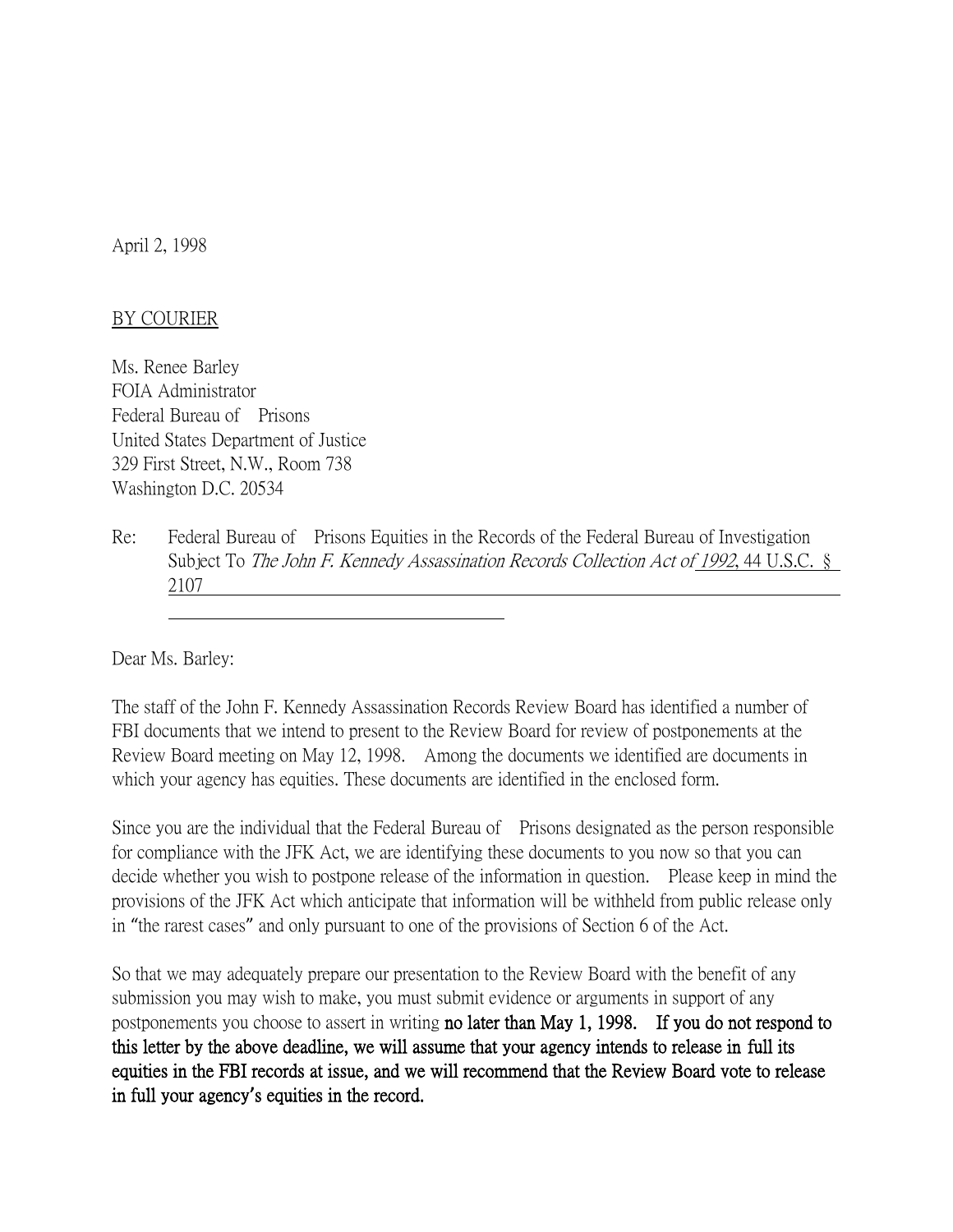April 2, 1998

BY COURIER

Ms. Renee Barley
FOIA Administrator
Federal Bureau of Prisons
United States Department of Justice
329 First Street, N.W., Room 738
Washington D.C. 20534

Re: Federal Bureau of Prisons Equities in the Records of the Federal Bureau of Investigation Subject To *The John F. Kennedy Assassination Records Collection Act of 1992*, 44 U.S.C. § 2107

Dear Ms. Barley:

The staff of the John F. Kennedy Assassination Records Review Board has identified a number of FBI documents that we intend to present to the Review Board for review of postponements at the Review Board meeting on May 12, 1998. Among the documents we identified are documents in which your agency has equities. These documents are identified in the enclosed form.

Since you are the individual that the Federal Bureau of Prisons designated as the person responsible for compliance with the JFK Act, we are identifying these documents to you now so that you can decide whether you wish to postpone release of the information in question. Please keep in mind the provisions of the JFK Act which anticipate that information will be withheld from public release only in "the rarest cases" and only pursuant to one of the provisions of Section 6 of the Act.

So that we may adequately prepare our presentation to the Review Board with the benefit of any submission you may wish to make, you must submit evidence or arguments in support of any postponements you choose to assert in writing **no later than May 1, 1998. If you do not respond to this letter by the above deadline, we will assume that your agency intends to release in full its equities in the FBI records at issue, and we will recommend that the Review Board vote to release in full your agency's equities in the record.**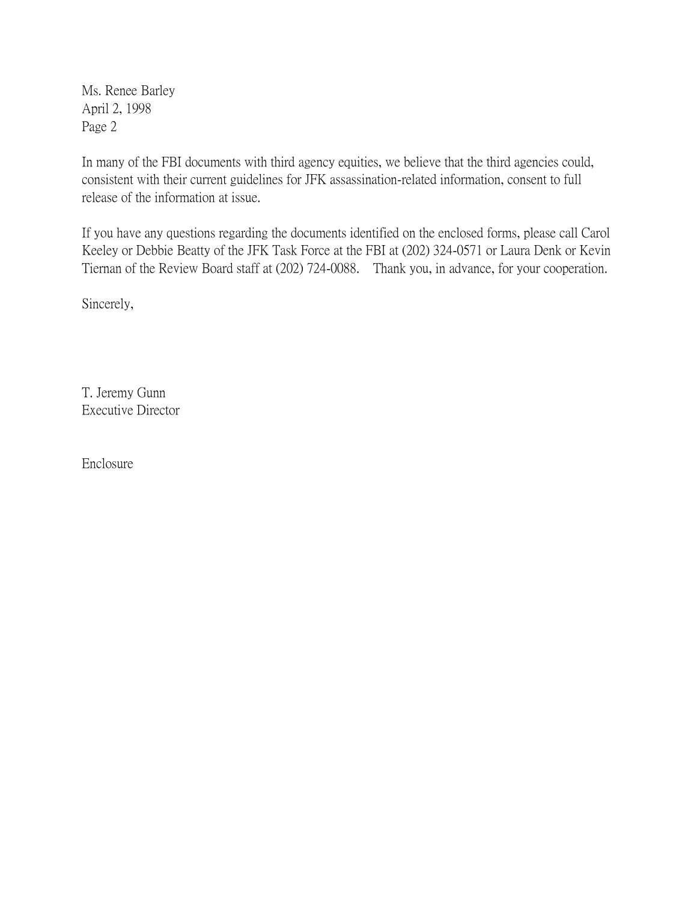Ms. Renee Barley
April 2, 1998
Page 2

In many of the FBI documents with third agency equities, we believe that the third agencies could, consistent with their current guidelines for JFK assassination-related information, consent to full release of the information at issue.

If you have any questions regarding the documents identified on the enclosed forms, please call Carol Keeley or Debbie Beatty of the JFK Task Force at the FBI at (202) 324-0571 or Laura Denk or Kevin Tiernan of the Review Board staff at (202) 724-0088. Thank you, in advance, for your cooperation.

Sincerely,

T. Jeremy Gunn
Executive Director

Enclosure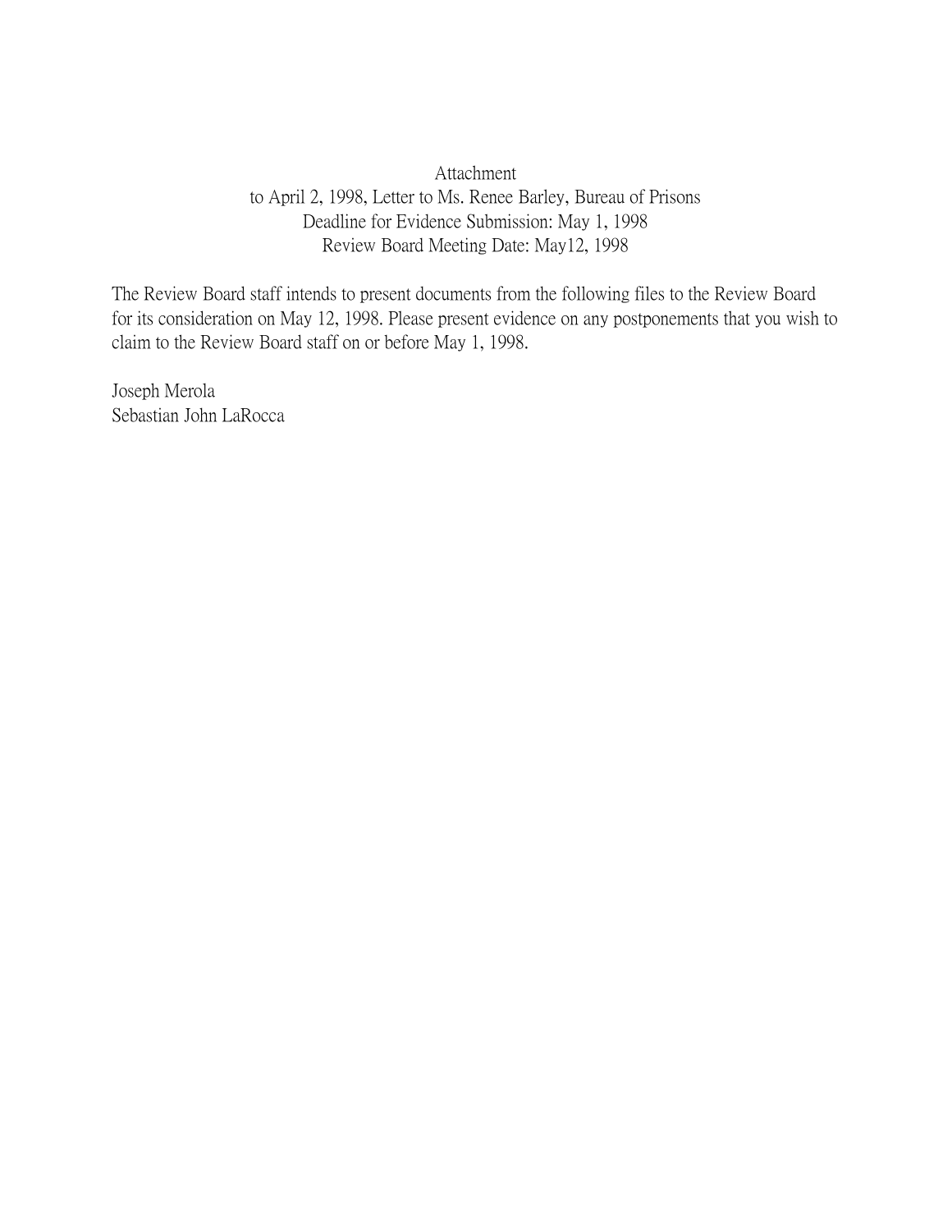Attachment
to April 2, 1998, Letter to Ms. Renee Barley, Bureau of Prisons
Deadline for Evidence Submission: May 1, 1998
Review Board Meeting Date: May12, 1998

The Review Board staff intends to present documents from the following files to the Review Board for its consideration on May 12, 1998. Please present evidence on any postponements that you wish to claim to the Review Board staff on or before May 1, 1998.

Joseph Merola
Sebastian John LaRocca